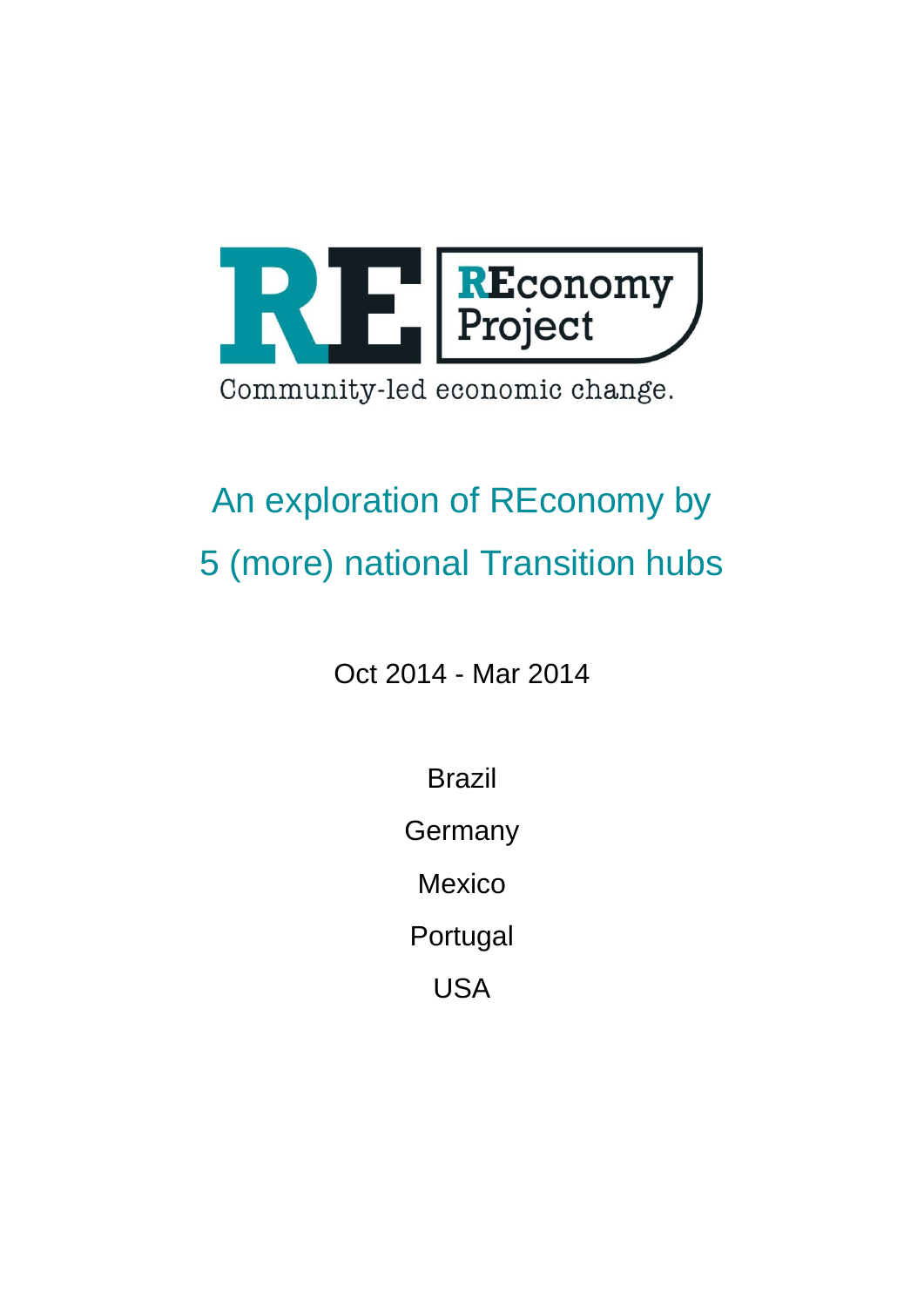REconomy Project

Community-led economic change.

# An exploration of REconomy by 5 (more) national Transition hubs

Oct 2014 - Mar 2014

Brazil

Germany

Mexico

Portugal

USA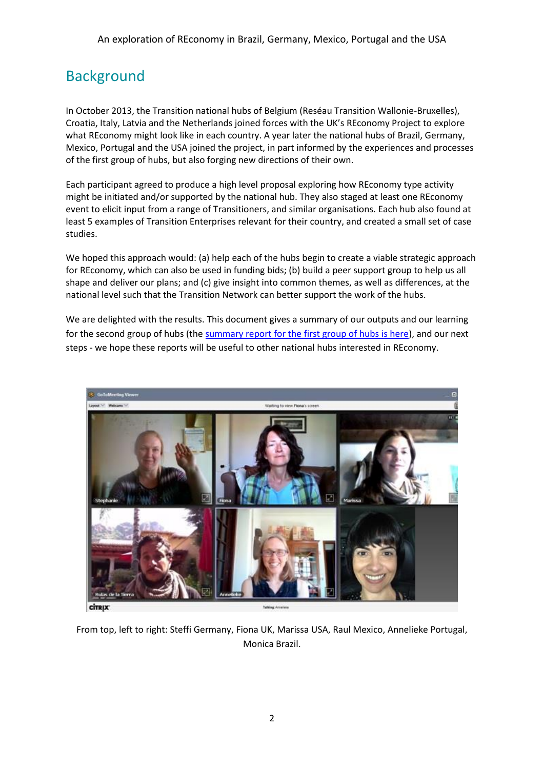## Background

In October 2013, the Transition national hubs of Belgium (Reséau Transition Wallonie-Bruxelles), Croatia, Italy, Latvia and the Netherlands joined forces with the UK's REconomy Project to explore what REconomy might look like in each country. A year later the national hubs of Brazil, Germany, Mexico, Portugal and the USA joined the project, in part informed by the experiences and processes of the first group of hubs, but also forging new directions of their own.

Each participant agreed to produce a high level proposal exploring how REconomy type activity might be initiated and/or supported by the national hub. They also staged at least one REconomy event to elicit input from a range of Transitioners, and similar organisations. Each hub also found at least 5 examples of Transition Enterprises relevant for their country, and created a small set of case studies.

We hoped this approach would: (a) help each of the hubs begin to create a viable strategic approach for REconomy, which can also be used in funding bids; (b) build a peer support group to help us all shape and deliver our plans; and (c) give insight into common themes, as well as differences, at the national level such that the Transition Network can better support the work of the hubs.

We are delighted with the results. This document gives a summary of our outputs and our learning for the second group of hubs (the summary report for the first group of hubs is here), and our next steps - we hope these reports will be useful to other national hubs interested in REconomy.

From top, left to right: Steffi Germany, Fiona UK, Marissa USA, Raul Mexico, Annelieke Portugal, Monica Brazil.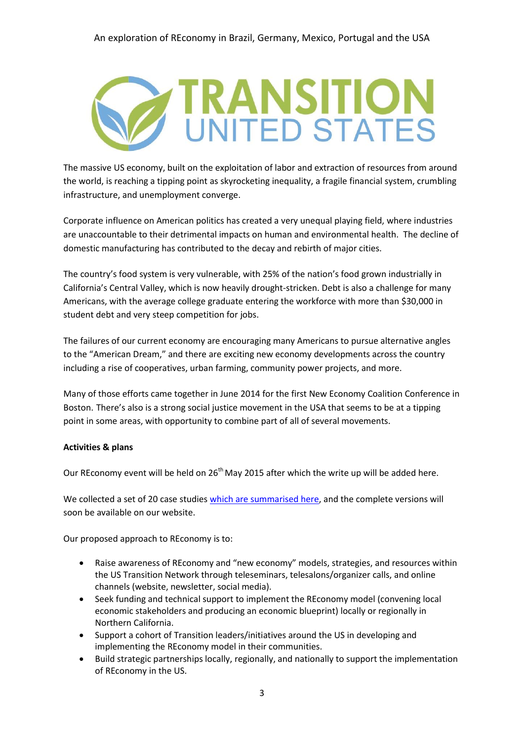The massive US economy, built on the exploitation of labor and extraction of resources from around the world, is reaching a tipping point as skyrocketing inequality, a fragile financial system, crumbling infrastructure, and unemployment converge.

Corporate influence on American politics has created a very unequal playing field, where industries are unaccountable to their detrimental impacts on human and environmental health. The decline of domestic manufacturing has contributed to the decay and rebirth of major cities.

The country's food system is very vulnerable, with 25% of the nation's food grown industrially in California's Central Valley, which is now heavily drought-stricken. Debt is also a challenge for many Americans, with the average college graduate entering the workforce with more than $30,000 in student debt and very steep competition for jobs.

The failures of our current economy are encouraging many Americans to pursue alternative angles to the "American Dream," and there are exciting new economy developments across the country including a rise of cooperatives, urban farming, community power projects, and more.

Many of those efforts came together in June 2014 for the first New Economy Coalition Conference in Boston. There's also is a strong social justice movement in the USA that seems to be at a tipping point in some areas, with opportunity to combine part of all of several movements.

**Activities & plans**

Our REconomy event will be held on 26th May 2015 after which the write up will be added here.

We collected a set of 20 case studies which are summarised here, and the complete versions will soon be available on our website.

Our proposed approach to REconomy is to:

- Raise awareness of REconomy and "new economy" models, strategies, and resources within the US Transition Network through teleseminars, telesalons/organizer calls, and online channels (website, newsletter, social media).
- Seek funding and technical support to implement the REconomy model (convening local economic stakeholders and producing an economic blueprint) locally or regionally in Northern California.
- Support a cohort of Transition leaders/initiatives around the US in developing and implementing the REconomy model in their communities.
- Build strategic partnerships locally, regionally, and nationally to support the implementation of REconomy in the US.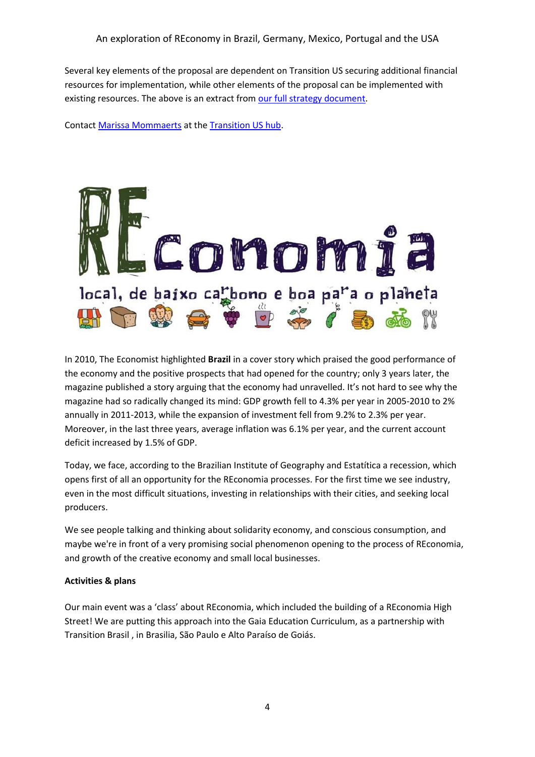Several key elements of the proposal are dependent on Transition US securing additional financial resources for implementation, while other elements of the proposal can be implemented with existing resources. The above is an extract from [our full strategy document](our full strategy document).

Contact [Marissa Mommaerts](Marissa Mommaerts) at the [Transition US hub](Transition US hub).

REconomia

local, de baixo carbono e boa para o planeta

In 2010, The Economist highlighted **Brazil** in a cover story which praised the good performance of the economy and the positive prospects that had opened for the country; only 3 years later, the magazine published a story arguing that the economy had unravelled. It's not hard to see why the magazine had so radically changed its mind: GDP growth fell to 4.3% per year in 2005-2010 to 2% annually in 2011-2013, while the expansion of investment fell from 9.2% to 2.3% per year. Moreover, in the last three years, average inflation was 6.1% per year, and the current account deficit increased by 1.5% of GDP.

Today, we face, according to the Brazilian Institute of Geography and Estatística a recession, which opens first of all an opportunity for the REconomia processes. For the first time we see industry, even in the most difficult situations, investing in relationships with their cities, and seeking local producers.

We see people talking and thinking about solidarity economy, and conscious consumption, and maybe we're in front of a very promising social phenomenon opening to the process of REconomia, and growth of the creative economy and small local businesses.

**Activities & plans**

Our main event was a 'class' about REconomia, which included the building of a REconomia High Street! We are putting this approach into the Gaia Education Curriculum, as a partnership with Transition Brasil , in Brasilia, São Paulo e Alto Paraíso de Goiás.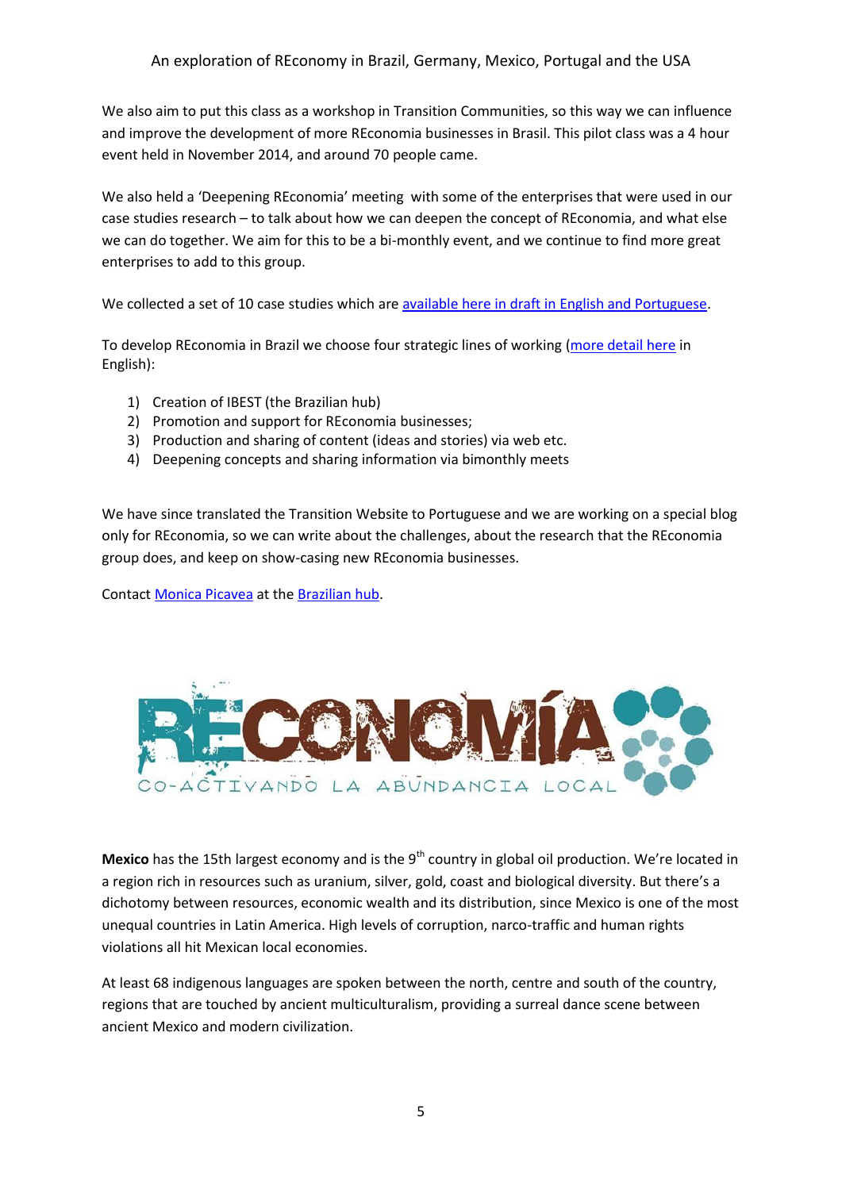We also aim to put this class as a workshop in Transition Communities, so this way we can influence and improve the development of more REconomia businesses in Brasil. This pilot class was a 4 hour event held in November 2014, and around 70 people came.

We also held a 'Deepening REconomia' meeting with some of the enterprises that were used in our case studies research – to talk about how we can deepen the concept of REconomia, and what else we can do together. We aim for this to be a bi-monthly event, and we continue to find more great enterprises to add to this group.

We collected a set of 10 case studies which are available here in draft in English and Portuguese.

To develop REconomia in Brazil we choose four strategic lines of working (more detail here in English):

1) Creation of IBEST (the Brazilian hub)
2) Promotion and support for REconomia businesses;
3) Production and sharing of content (ideas and stories) via web etc.
4) Deepening concepts and sharing information via bimonthly meets

We have since translated the Transition Website to Portuguese and we are working on a special blog only for REconomia, so we can write about the challenges, about the research that the REconomia group does, and keep on show-casing new REconomia businesses.

Contact Monica Picavea at the Brazilian hub.

RECONOMÍA
CO-ACTIVANDO LA ABUNDANCIA LOCAL

**Mexico** has the 15th largest economy and is the 9th country in global oil production. We're located in a region rich in resources such as uranium, silver, gold, coast and biological diversity. But there's a dichotomy between resources, economic wealth and its distribution, since Mexico is one of the most unequal countries in Latin America. High levels of corruption, narco-traffic and human rights violations all hit Mexican local economies.

At least 68 indigenous languages are spoken between the north, centre and south of the country, regions that are touched by ancient multiculturalism, providing a surreal dance scene between ancient Mexico and modern civilization.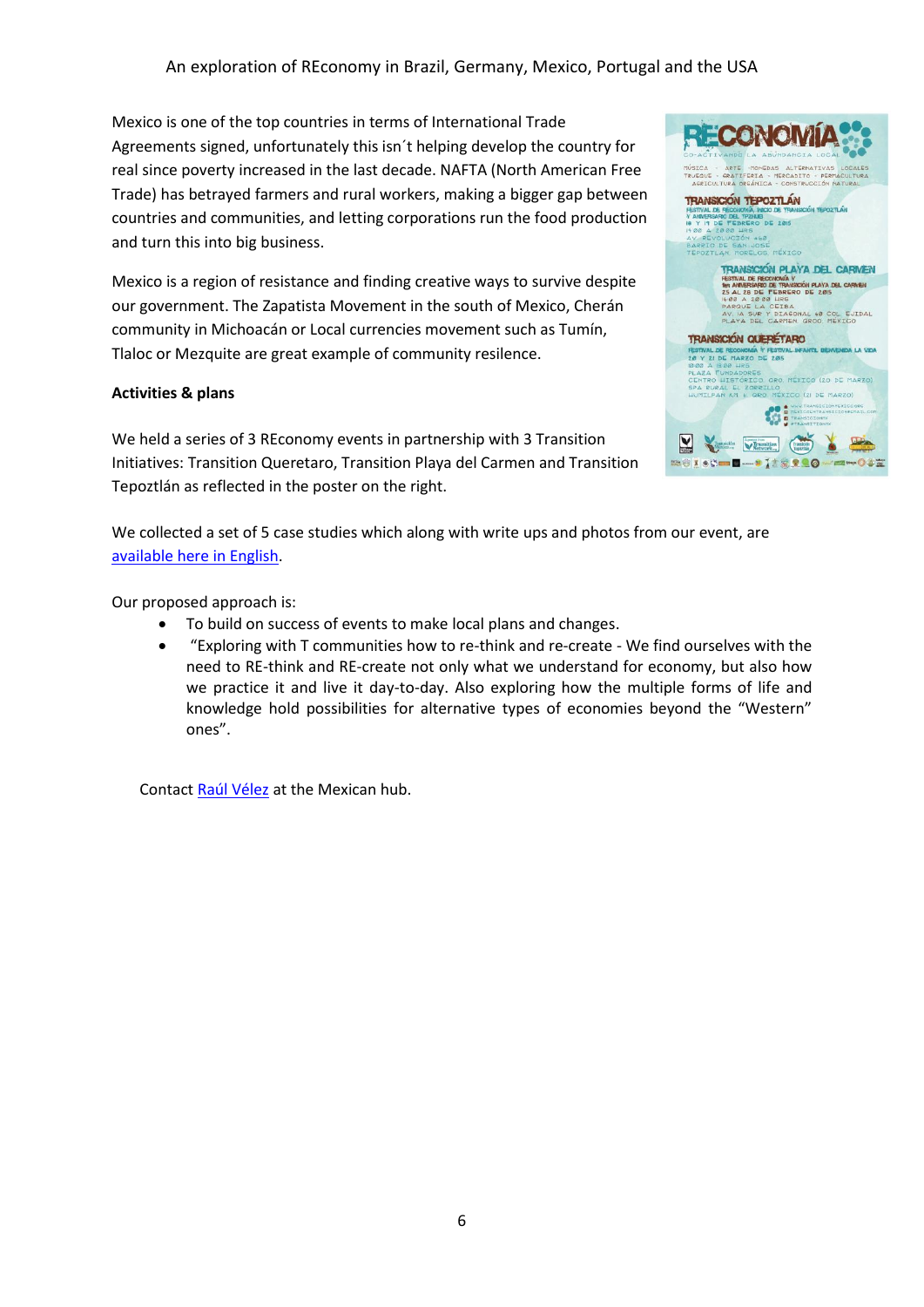Mexico is one of the top countries in terms of International Trade Agreements signed, unfortunately this isn´t helping develop the country for real since poverty increased in the last decade. NAFTA (North American Free Trade) has betrayed farmers and rural workers, making a bigger gap between countries and communities, and letting corporations run the food production and turn this into big business.

Mexico is a region of resistance and finding creative ways to survive despite our government. The Zapatista Movement in the south of Mexico, Cherán community in Michoacán or Local currencies movement such as Tumín, Tlaloc or Mezquite are great example of community resilence.

**Activities & plans**

We held a series of 3 REconomy events in partnership with 3 Transition Initiatives: Transition Queretaro, Transition Playa del Carmen and Transition Tepoztlán as reflected in the poster on the right.

We collected a set of 5 case studies which along with write ups and photos from our event, are [available here in English](#).

Our proposed approach is:

- To build on success of events to make local plans and changes.
- "Exploring with T communities how to re-think and re-create - We find ourselves with the need to RE-think and RE-create not only what we understand for economy, but also how we practice it and live it day-to-day. Also exploring how the multiple forms of life and knowledge hold possibilities for alternative types of economies beyond the "Western" ones".

Contact [Raúl Vélez](#) at the Mexican hub.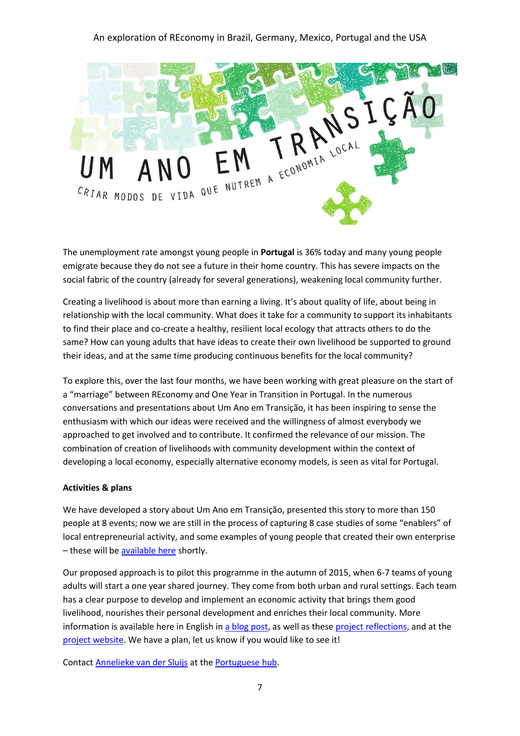UM ANO EM TRANSIÇÃO

CRIAR MODOS DE VIDA QUE NUTREM A ECONOMIA LOCAL

The unemployment rate amongst young people in **Portugal** is 36% today and many young people emigrate because they do not see a future in their home country. This has severe impacts on the social fabric of the country (already for several generations), weakening local community further.

Creating a livelihood is about more than earning a living. It's about quality of life, about being in relationship with the local community. What does it take for a community to support its inhabitants to find their place and co-create a healthy, resilient local ecology that attracts others to do the same? How can young adults that have ideas to create their own livelihood be supported to ground their ideas, and at the same time producing continuous benefits for the local community?

To explore this, over the last four months, we have been working with great pleasure on the start of a "marriage" between REconomy and One Year in Transition in Portugal. In the numerous conversations and presentations about Um Ano em Transição, it has been inspiring to sense the enthusiasm with which our ideas were received and the willingness of almost everybody we approached to get involved and to contribute. It confirmed the relevance of our mission. The combination of creation of livelihoods with community development within the context of developing a local economy, especially alternative economy models, is seen as vital for Portugal.

**Activities & plans**

We have developed a story about Um Ano em Transição, presented this story to more than 150 people at 8 events; now we are still in the process of capturing 8 case studies of some "enablers" of local entrepreneurial activity, and some examples of young people that created their own enterprise – these will be available here shortly.

Our proposed approach is to pilot this programme in the autumn of 2015, when 6-7 teams of young adults will start a one year shared journey. They come from both urban and rural settings. Each team has a clear purpose to develop and implement an economic activity that brings them good livelihood, nourishes their personal development and enriches their local community. More information is available here in English in a blog post, as well as these project reflections, and at the project website. We have a plan, let us know if you would like to see it!

Contact Annelieke van der Sluijs at the Portuguese hub.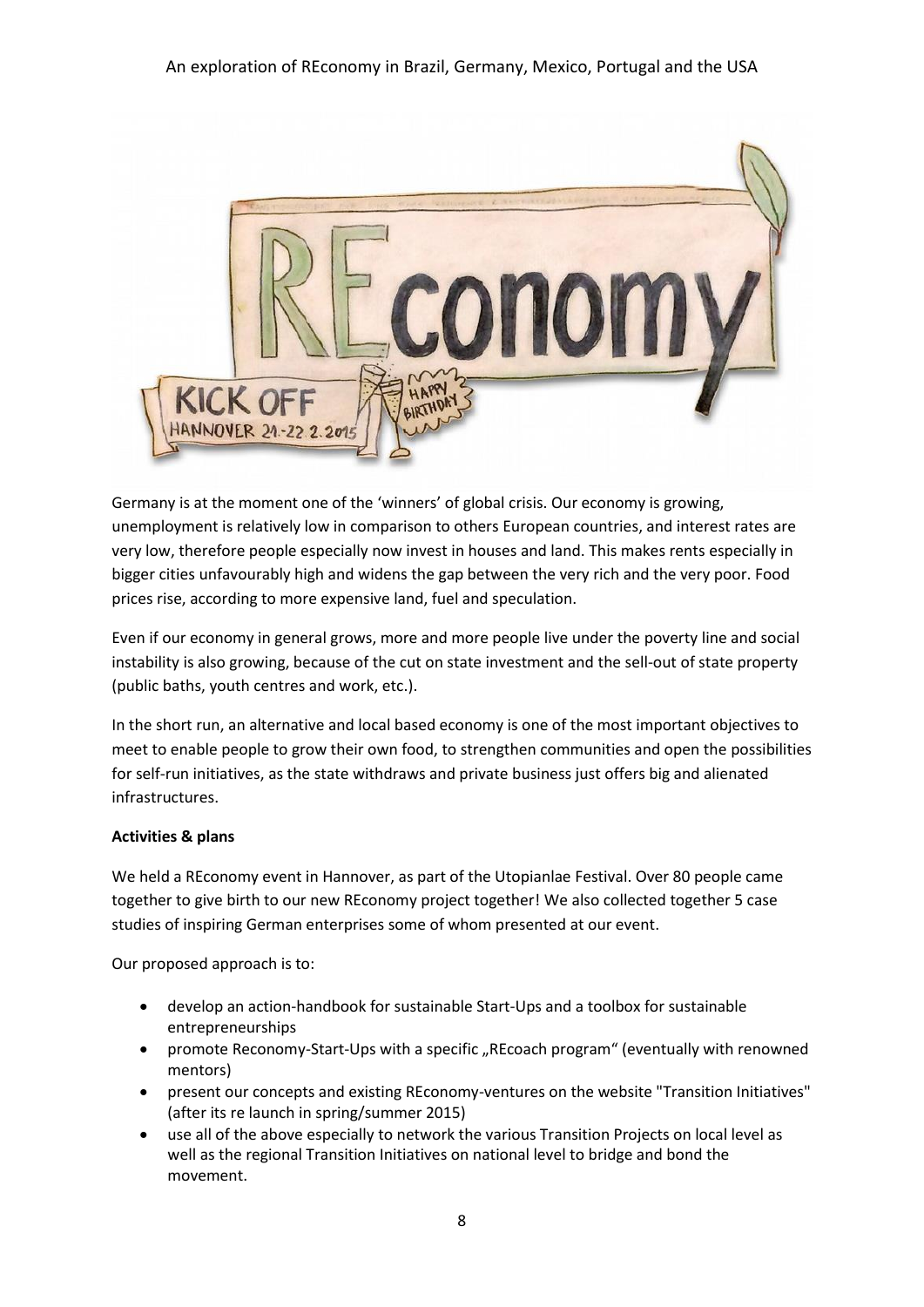Germany is at the moment one of the 'winners' of global crisis. Our economy is growing, unemployment is relatively low in comparison to others European countries, and interest rates are very low, therefore people especially now invest in houses and land. This makes rents especially in bigger cities unfavourably high and widens the gap between the very rich and the very poor. Food prices rise, according to more expensive land, fuel and speculation.

Even if our economy in general grows, more and more people live under the poverty line and social instability is also growing, because of the cut on state investment and the sell-out of state property (public baths, youth centres and work, etc.).

In the short run, an alternative and local based economy is one of the most important objectives to meet to enable people to grow their own food, to strengthen communities and open the possibilities for self-run initiatives, as the state withdraws and private business just offers big and alienated infrastructures.

**Activities & plans**

We held a REconomy event in Hannover, as part of the Utopianlae Festival. Over 80 people came together to give birth to our new REconomy project together! We also collected together 5 case studies of inspiring German enterprises some of whom presented at our event.

Our proposed approach is to:

- develop an action-handbook for sustainable Start-Ups and a toolbox for sustainable entrepreneurships
- promote Reconomy-Start-Ups with a specific „REcoach program" (eventually with renowned mentors)
- present our concepts and existing REconomy-ventures on the website "Transition Initiatives" (after its re launch in spring/summer 2015)
- use all of the above especially to network the various Transition Projects on local level as well as the regional Transition Initiatives on national level to bridge and bond the movement.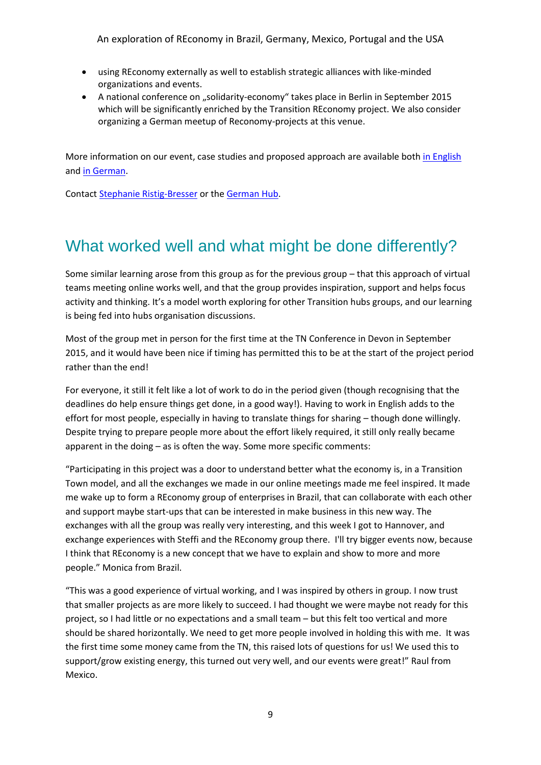- using REconomy externally as well to establish strategic alliances with like-minded organizations and events.
- A national conference on „solidarity-economy“ takes place in Berlin in September 2015 which will be significantly enriched by the Transition REconomy project. We also consider organizing a German meetup of Reconomy-projects at this venue.

More information on our event, case studies and proposed approach are available both in English and in German.

Contact Stephanie Ristig-Bresser or the German Hub.

## What worked well and what might be done differently?

Some similar learning arose from this group as for the previous group – that this approach of virtual teams meeting online works well, and that the group provides inspiration, support and helps focus activity and thinking. It's a model worth exploring for other Transition hubs groups, and our learning is being fed into hubs organisation discussions.

Most of the group met in person for the first time at the TN Conference in Devon in September 2015, and it would have been nice if timing has permitted this to be at the start of the project period rather than the end!

For everyone, it still it felt like a lot of work to do in the period given (though recognising that the deadlines do help ensure things get done, in a good way!). Having to work in English adds to the effort for most people, especially in having to translate things for sharing – though done willingly. Despite trying to prepare people more about the effort likely required, it still only really became apparent in the doing – as is often the way. Some more specific comments:

"Participating in this project was a door to understand better what the economy is, in a Transition Town model, and all the exchanges we made in our online meetings made me feel inspired. It made me wake up to form a REconomy group of enterprises in Brazil, that can collaborate with each other and support maybe start-ups that can be interested in make business in this new way. The exchanges with all the group was really very interesting, and this week I got to Hannover, and exchange experiences with Steffi and the REconomy group there. I'll try bigger events now, because I think that REconomy is a new concept that we have to explain and show to more and more people." Monica from Brazil.

"This was a good experience of virtual working, and I was inspired by others in group. I now trust that smaller projects as are more likely to succeed. I had thought we were maybe not ready for this project, so I had little or no expectations and a small team – but this felt too vertical and more should be shared horizontally. We need to get more people involved in holding this with me. It was the first time some money came from the TN, this raised lots of questions for us! We used this to support/grow existing energy, this turned out very well, and our events were great!" Raul from Mexico.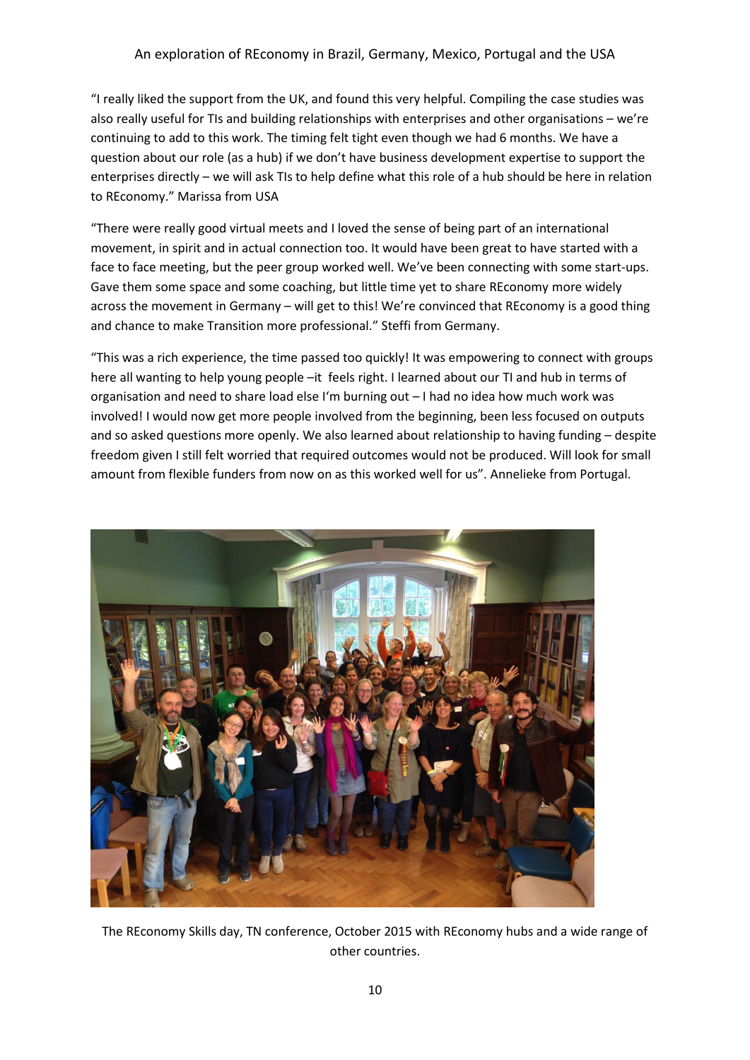"I really liked the support from the UK, and found this very helpful. Compiling the case studies was also really useful for TIs and building relationships with enterprises and other organisations – we're continuing to add to this work. The timing felt tight even though we had 6 months. We have a question about our role (as a hub) if we don't have business development expertise to support the enterprises directly – we will ask TIs to help define what this role of a hub should be here in relation to REconomy." Marissa from USA

"There were really good virtual meets and I loved the sense of being part of an international movement, in spirit and in actual connection too. It would have been great to have started with a face to face meeting, but the peer group worked well. We've been connecting with some start-ups. Gave them some space and some coaching, but little time yet to share REconomy more widely across the movement in Germany – will get to this! We're convinced that REconomy is a good thing and chance to make Transition more professional." Steffi from Germany.

"This was a rich experience, the time passed too quickly! It was empowering to connect with groups here all wanting to help young people –it feels right. I learned about our TI and hub in terms of organisation and need to share load else I'm burning out – I had no idea how much work was involved! I would now get more people involved from the beginning, been less focused on outputs and so asked questions more openly. We also learned about relationship to having funding – despite freedom given I still felt worried that required outcomes would not be produced. Will look for small amount from flexible funders from now on as this worked well for us". Annelieke from Portugal.

The REconomy Skills day, TN conference, October 2015 with REconomy hubs and a wide range of other countries.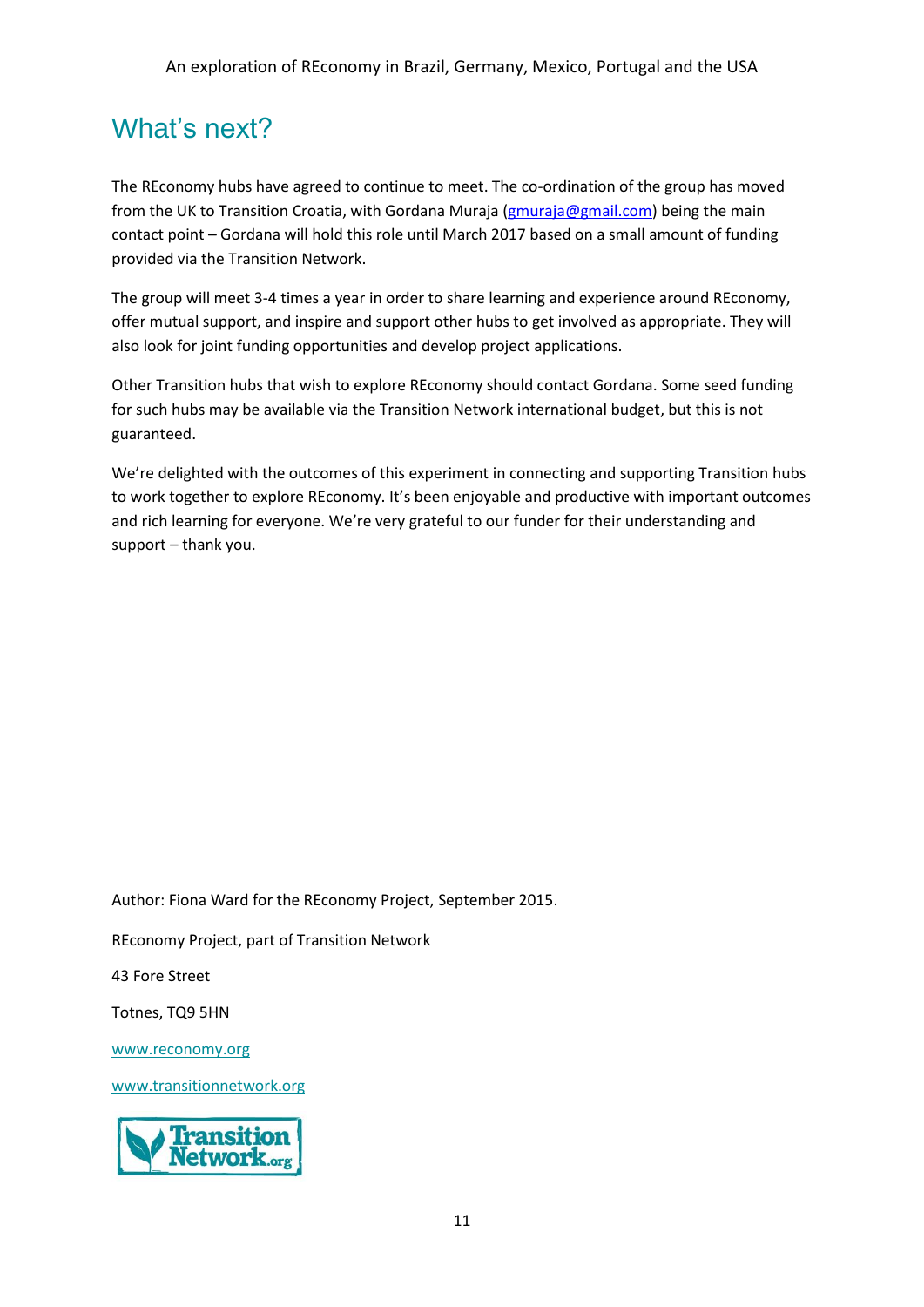# What's next?

The REconomy hubs have agreed to continue to meet. The co-ordination of the group has moved from the UK to Transition Croatia, with Gordana Muraja (gmuraja@gmail.com) being the main contact point – Gordana will hold this role until March 2017 based on a small amount of funding provided via the Transition Network.

The group will meet 3-4 times a year in order to share learning and experience around REconomy, offer mutual support, and inspire and support other hubs to get involved as appropriate. They will also look for joint funding opportunities and develop project applications.

Other Transition hubs that wish to explore REconomy should contact Gordana. Some seed funding for such hubs may be available via the Transition Network international budget, but this is not guaranteed.

We're delighted with the outcomes of this experiment in connecting and supporting Transition hubs to work together to explore REconomy. It's been enjoyable and productive with important outcomes and rich learning for everyone. We're very grateful to our funder for their understanding and support – thank you.

Author: Fiona Ward for the REconomy Project, September 2015.

REconomy Project, part of Transition Network

43 Fore Street

Totnes, TQ9 5HN

www.reconomy.org

www.transitionnetwork.org

Transition Network.org